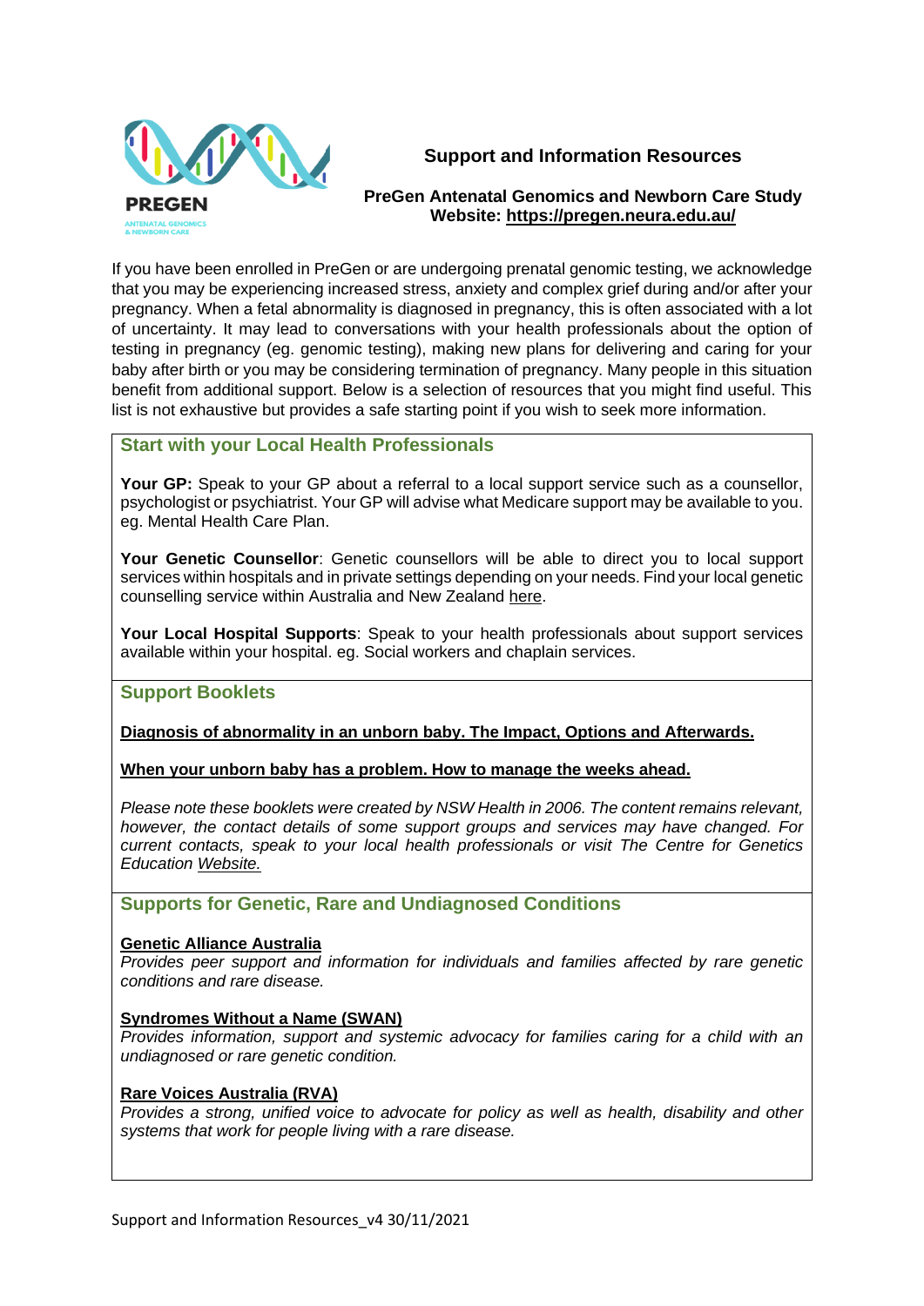PREGEN

ANTENATAL GENOMICS & NEWBORN CARE

# Support and Information Resources

**PreGen Antenatal Genomics and Newborn Care Study**
**Website: https://pregen.neura.edu.au/**

If you have been enrolled in PreGen or are undergoing prenatal genomic testing, we acknowledge that you may be experiencing increased stress, anxiety and complex grief during and/or after your pregnancy. When a fetal abnormality is diagnosed in pregnancy, this is often associated with a lot of uncertainty. It may lead to conversations with your health professionals about the option of testing in pregnancy (eg. genomic testing), making new plans for delivering and caring for your baby after birth or you may be considering termination of pregnancy. Many people in this situation benefit from additional support. Below is a selection of resources that you might find useful. This list is not exhaustive but provides a safe starting point if you wish to seek more information.

## Start with your Local Health Professionals

**Your GP:** Speak to your GP about a referral to a local support service such as a counsellor, psychologist or psychiatrist. Your GP will advise what Medicare support may be available to you. eg. Mental Health Care Plan.

**Your Genetic Counsellor**: Genetic counsellors will be able to direct you to local support services within hospitals and in private settings depending on your needs. Find your local genetic counselling service within Australia and New Zealand here.

**Your Local Hospital Supports**: Speak to your health professionals about support services available within your hospital. eg. Social workers and chaplain services.

## Support Booklets

**Diagnosis of abnormality in an unborn baby. The Impact, Options and Afterwards.**

**When your unborn baby has a problem. How to manage the weeks ahead.**

*Please note these booklets were created by NSW Health in 2006. The content remains relevant, however, the contact details of some support groups and services may have changed. For current contacts, speak to your local health professionals or visit The Centre for Genetics Education Website.*

## Supports for Genetic, Rare and Undiagnosed Conditions

**Genetic Alliance Australia**
*Provides peer support and information for individuals and families affected by rare genetic conditions and rare disease.*

**Syndromes Without a Name (SWAN)**
*Provides information, support and systemic advocacy for families caring for a child with an undiagnosed or rare genetic condition.*

**Rare Voices Australia (RVA)**
*Provides a strong, unified voice to advocate for policy as well as health, disability and other systems that work for people living with a rare disease.*

Support and Information Resources_v4 30/11/2021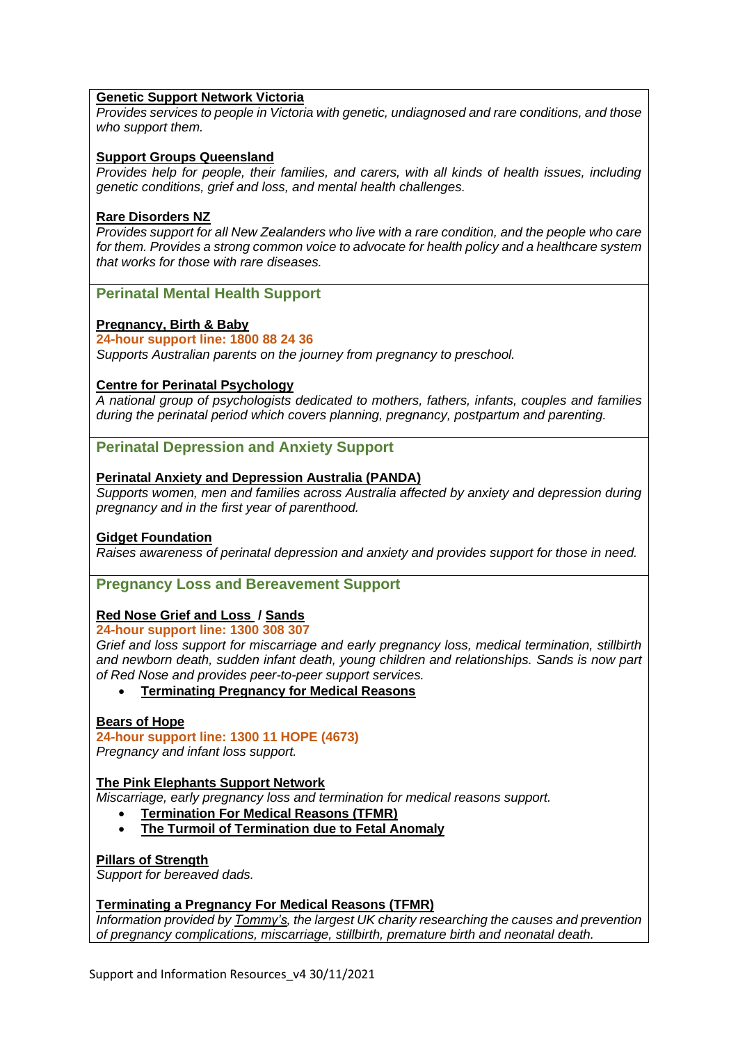**Genetic Support Network Victoria**
*Provides services to people in Victoria with genetic, undiagnosed and rare conditions, and those who support them.*

**Support Groups Queensland**
*Provides help for people, their families, and carers, with all kinds of health issues, including genetic conditions, grief and loss, and mental health challenges.*

**Rare Disorders NZ**
*Provides support for all New Zealanders who live with a rare condition, and the people who care for them. Provides a strong common voice to advocate for health policy and a healthcare system that works for those with rare diseases.*

## Perinatal Mental Health Support

**Pregnancy, Birth & Baby**
**24-hour support line: 1800 88 24 36**
*Supports Australian parents on the journey from pregnancy to preschool.*

**Centre for Perinatal Psychology**
*A national group of psychologists dedicated to mothers, fathers, infants, couples and families during the perinatal period which covers planning, pregnancy, postpartum and parenting.*

## Perinatal Depression and Anxiety Support

**Perinatal Anxiety and Depression Australia (PANDA)**
*Supports women, men and families across Australia affected by anxiety and depression during pregnancy and in the first year of parenthood.*

**Gidget Foundation**
*Raises awareness of perinatal depression and anxiety and provides support for those in need.*

## Pregnancy Loss and Bereavement Support

**Red Nose Grief and Loss / Sands**
**24-hour support line: 1300 308 307**
*Grief and loss support for miscarriage and early pregnancy loss, medical termination, stillbirth and newborn death, sudden infant death, young children and relationships. Sands is now part of Red Nose and provides peer-to-peer support services.*

- **Terminating Pregnancy for Medical Reasons**

**Bears of Hope**
**24-hour support line: 1300 11 HOPE (4673)**
*Pregnancy and infant loss support.*

**The Pink Elephants Support Network**
*Miscarriage, early pregnancy loss and termination for medical reasons support.*

- **Termination For Medical Reasons (TFMR)**
- **The Turmoil of Termination due to Fetal Anomaly**

**Pillars of Strength**
*Support for bereaved dads.*

**Terminating a Pregnancy For Medical Reasons (TFMR)**
*Information provided by Tommy's, the largest UK charity researching the causes and prevention of pregnancy complications, miscarriage, stillbirth, premature birth and neonatal death.*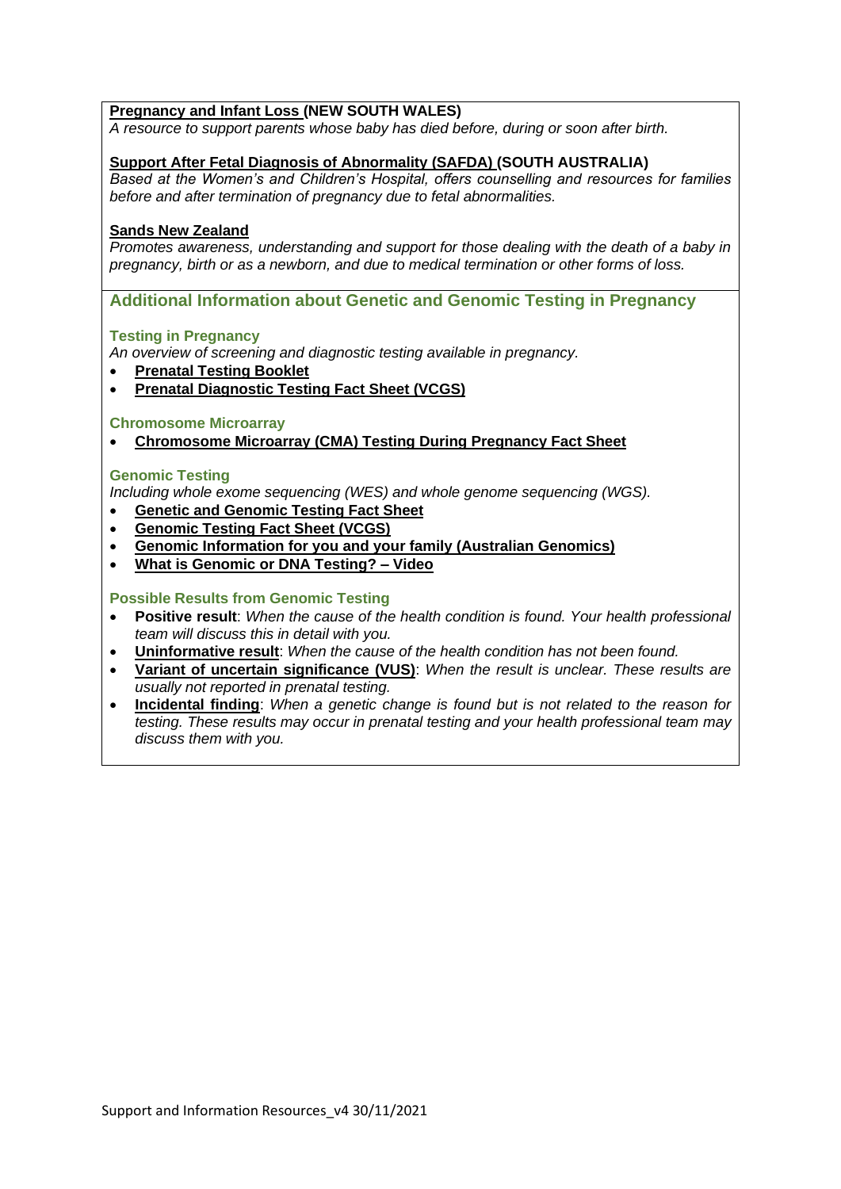**Pregnancy and Infant Loss (NEW SOUTH WALES)**
*A resource to support parents whose baby has died before, during or soon after birth.*

**Support After Fetal Diagnosis of Abnormality (SAFDA) (SOUTH AUSTRALIA)**
*Based at the Women's and Children's Hospital, offers counselling and resources for families before and after termination of pregnancy due to fetal abnormalities.*

**Sands New Zealand**
*Promotes awareness, understanding and support for those dealing with the death of a baby in pregnancy, birth or as a newborn, and due to medical termination or other forms of loss.*

## Additional Information about Genetic and Genomic Testing in Pregnancy

### Testing in Pregnancy

*An overview of screening and diagnostic testing available in pregnancy.*

- **Prenatal Testing Booklet**
- **Prenatal Diagnostic Testing Fact Sheet (VCGS)**

### Chromosome Microarray

- **Chromosome Microarray (CMA) Testing During Pregnancy Fact Sheet**

### Genomic Testing

*Including whole exome sequencing (WES) and whole genome sequencing (WGS).*

- **Genetic and Genomic Testing Fact Sheet**
- **Genomic Testing Fact Sheet (VCGS)**
- **Genomic Information for you and your family (Australian Genomics)**
- **What is Genomic or DNA Testing? – Video**

### Possible Results from Genomic Testing

- **Positive result**: *When the cause of the health condition is found. Your health professional team will discuss this in detail with you.*
- **Uninformative result**: *When the cause of the health condition has not been found.*
- **Variant of uncertain significance (VUS)**: *When the result is unclear. These results are usually not reported in prenatal testing.*
- **Incidental finding**: *When a genetic change is found but is not related to the reason for testing. These results may occur in prenatal testing and your health professional team may discuss them with you.*